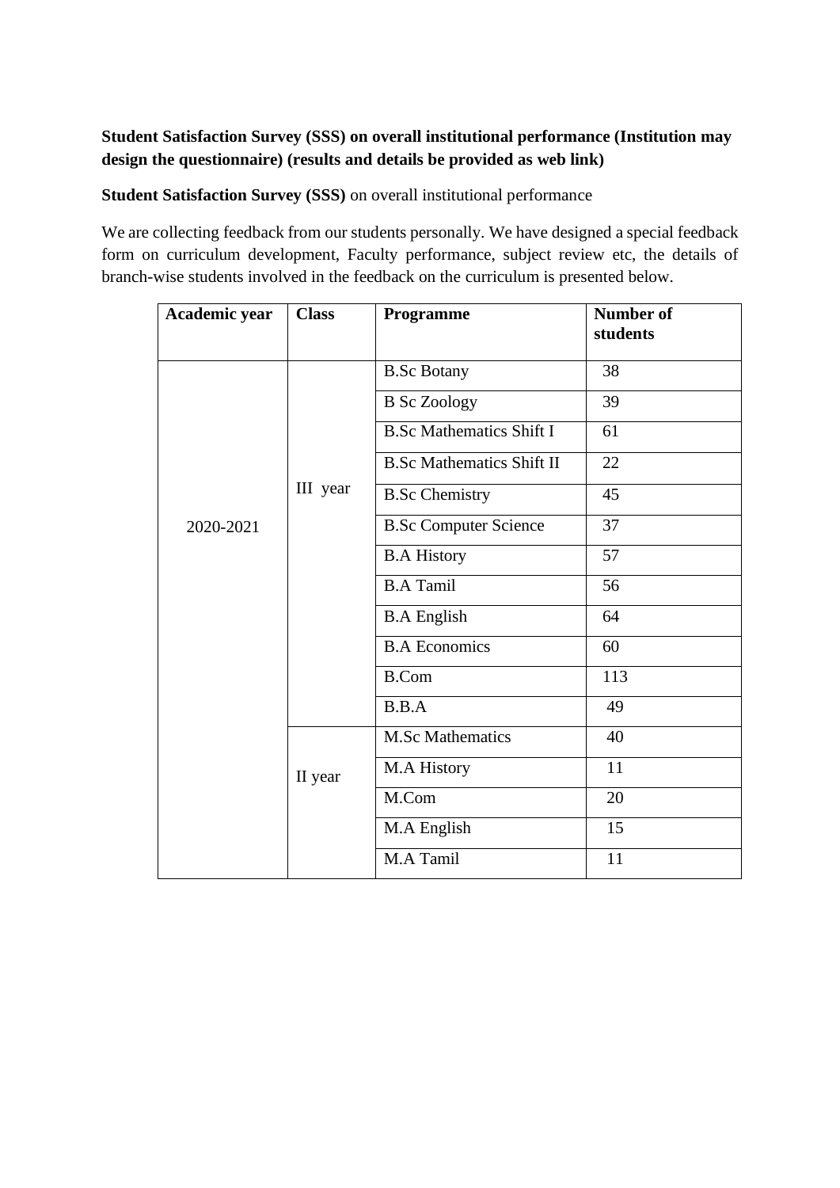**Student Satisfaction Survey (SSS) on overall institutional performance (Institution may design the questionnaire) (results and details be provided as web link)**

**Student Satisfaction Survey (SSS)** on overall institutional performance

We are collecting feedback from our students personally. We have designed a special feedback form on curriculum development, Faculty performance, subject review etc, the details of branch-wise students involved in the feedback on the curriculum is presented below.

| Academic year | Class | Programme | Number of students |
|---|---|---|---|
| 2020-2021 | III year | B.Sc Botany | 38 |
| | | B Sc Zoology | 39 |
| | | B.Sc Mathematics Shift I | 61 |
| | | B.Sc Mathematics Shift II | 22 |
| | | B.Sc Chemistry | 45 |
| | | B.Sc Computer Science | 37 |
| | | B.A History | 57 |
| | | B.A Tamil | 56 |
| | | B.A English | 64 |
| | | B.A Economics | 60 |
| | | B.Com | 113 |
| | | B.B.A | 49 |
| | II year | M.Sc Mathematics | 40 |
| | | M.A History | 11 |
| | | M.Com | 20 |
| | | M.A English | 15 |
| | | M.A Tamil | 11 |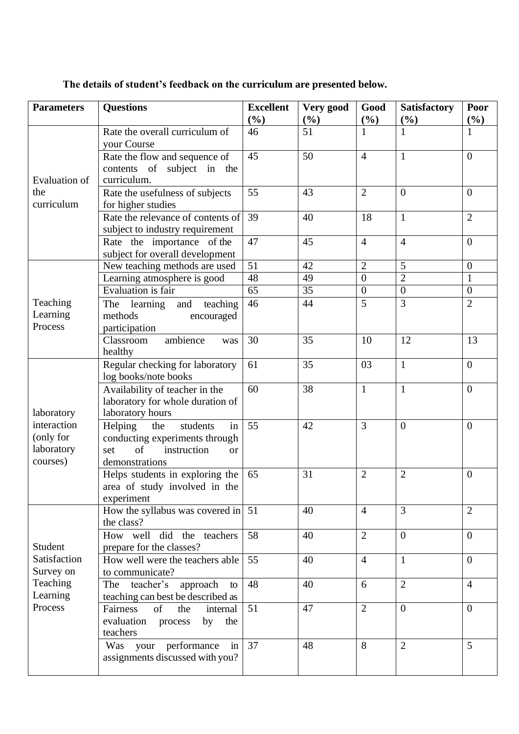**The details of student's feedback on the curriculum are presented below.**

| Parameters | Questions | Excellent (%) | Very good (%) | Good (%) | Satisfactory (%) | Poor (%) |
|---|---|---|---|---|---|---|
| Evaluation of the curriculum | Rate the overall curriculum of your Course | 46 | 51 | 1 | 1 | 1 |
| | Rate the flow and sequence of contents of subject in the curriculum. | 45 | 50 | 4 | 1 | 0 |
| | Rate the usefulness of subjects for higher studies | 55 | 43 | 2 | 0 | 0 |
| | Rate the relevance of contents of subject to industry requirement | 39 | 40 | 18 | 1 | 2 |
| | Rate the importance of the subject for overall development | 47 | 45 | 4 | 4 | 0 |
| Teaching Learning Process | New teaching methods are used | 51 | 42 | 2 | 5 | 0 |
| | Learning atmosphere is good | 48 | 49 | 0 | 2 | 1 |
| | Evaluation is fair | 65 | 35 | 0 | 0 | 0 |
| | The learning and teaching methods encouraged participation | 46 | 44 | 5 | 3 | 2 |
| | Classroom ambience was healthy | 30 | 35 | 10 | 12 | 13 |
| laboratory interaction (only for laboratory courses) | Regular checking for laboratory log books/note books | 61 | 35 | 03 | 1 | 0 |
| | Availability of teacher in the laboratory for whole duration of laboratory hours | 60 | 38 | 1 | 1 | 0 |
| | Helping the students in conducting experiments through set of instruction or demonstrations | 55 | 42 | 3 | 0 | 0 |
| | Helps students in exploring the area of study involved in the experiment | 65 | 31 | 2 | 2 | 0 |
| Student Satisfaction Survey on Teaching Learning Process | How the syllabus was covered in the class? | 51 | 40 | 4 | 3 | 2 |
| | How well did the teachers prepare for the classes? | 58 | 40 | 2 | 0 | 0 |
| | How well were the teachers able to communicate? | 55 | 40 | 4 | 1 | 0 |
| | The teacher's approach to teaching can best be described as | 48 | 40 | 6 | 2 | 4 |
| | Fairness of the internal evaluation process by the teachers | 51 | 47 | 2 | 0 | 0 |
| | Was your performance in assignments discussed with you? | 37 | 48 | 8 | 2 | 5 |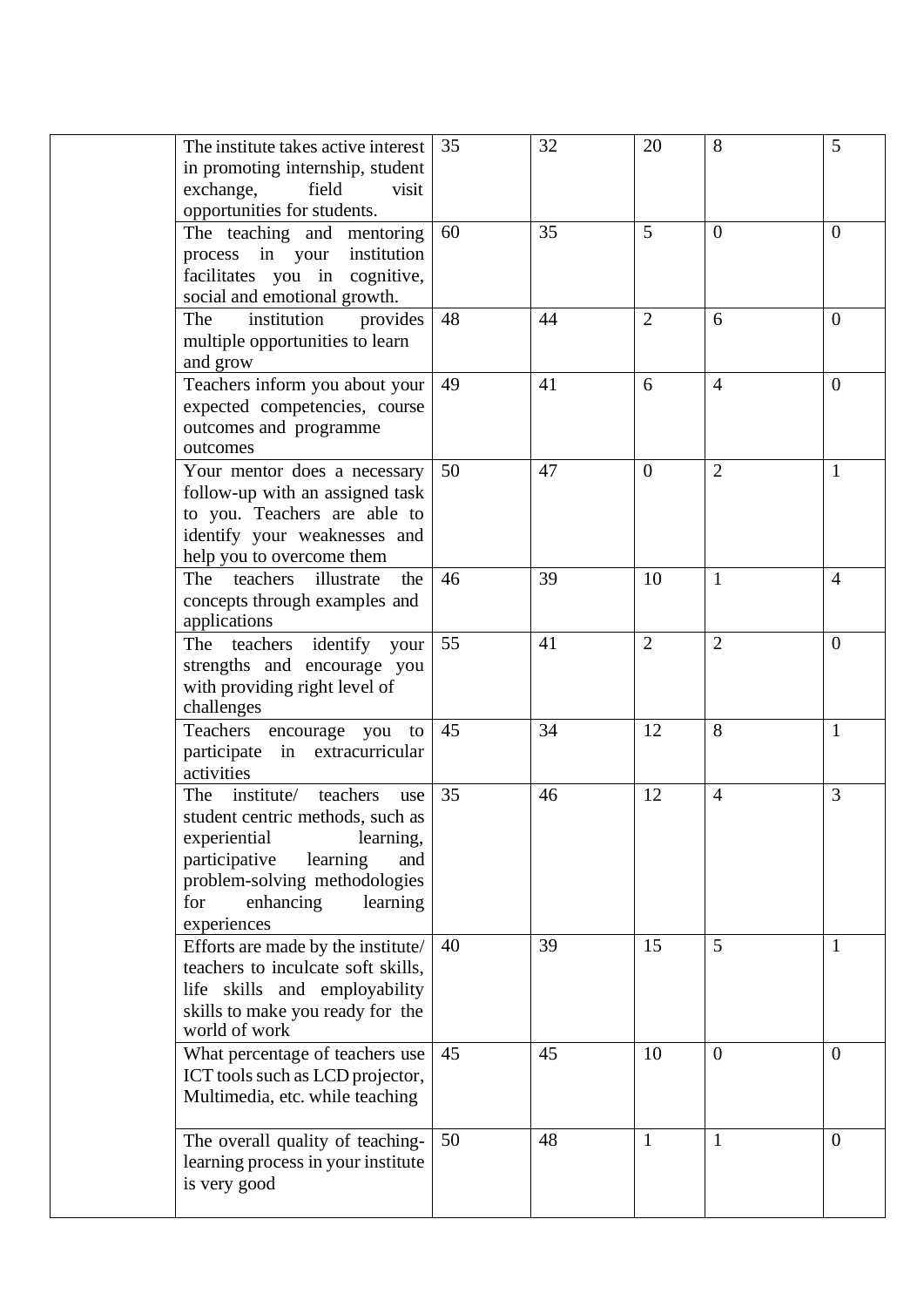|  |  |  |  |  |  |  |
|---|---|---|---|---|---|---|
|  | The institute takes active interest in promoting internship, student exchange, field visit opportunities for students. | 35 | 32 | 20 | 8 | 5 |
|  | The teaching and mentoring process in your institution facilitates you in cognitive, social and emotional growth. | 60 | 35 | 5 | 0 | 0 |
|  | The institution provides multiple opportunities to learn and grow | 48 | 44 | 2 | 6 | 0 |
|  | Teachers inform you about your expected competencies, course outcomes and programme outcomes | 49 | 41 | 6 | 4 | 0 |
|  | Your mentor does a necessary follow-up with an assigned task to you. Teachers are able to identify your weaknesses and help you to overcome them | 50 | 47 | 0 | 2 | 1 |
|  | The teachers illustrate the concepts through examples and applications | 46 | 39 | 10 | 1 | 4 |
|  | The teachers identify your strengths and encourage you with providing right level of challenges | 55 | 41 | 2 | 2 | 0 |
|  | Teachers encourage you to participate in extracurricular activities | 45 | 34 | 12 | 8 | 1 |
|  | The institute/ teachers use student centric methods, such as experiential learning, participative learning and problem-solving methodologies for enhancing learning experiences | 35 | 46 | 12 | 4 | 3 |
|  | Efforts are made by the institute/ teachers to inculcate soft skills, life skills and employability skills to make you ready for the world of work | 40 | 39 | 15 | 5 | 1 |
|  | What percentage of teachers use ICT tools such as LCD projector, Multimedia, etc. while teaching | 45 | 45 | 10 | 0 | 0 |
|  | The overall quality of teaching-learning process in your institute is very good | 50 | 48 | 1 | 1 | 0 |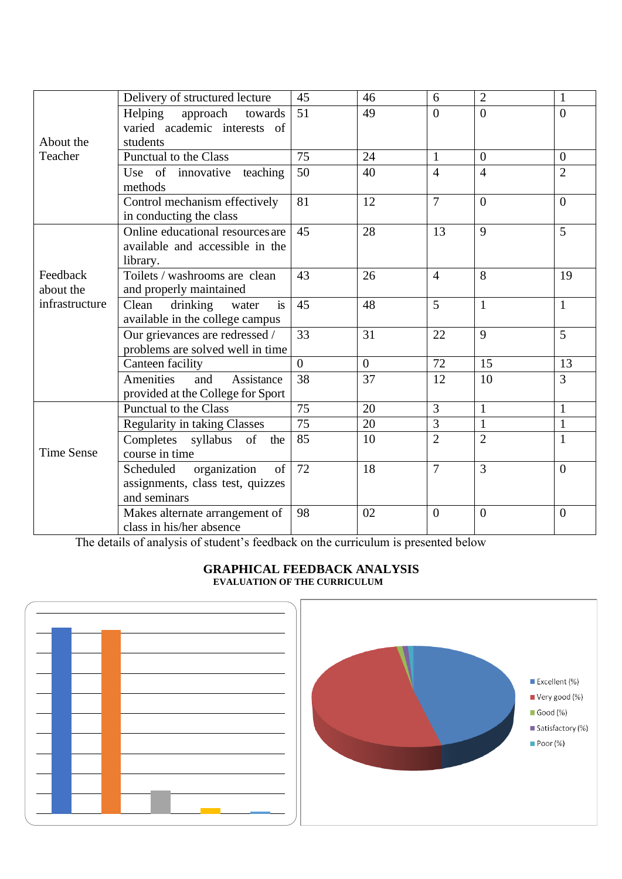| | | | | | | |
|---|---|---|---|---|---|---|
| About the Teacher | Delivery of structured lecture | 45 | 46 | 6 | 2 | 1 |
| | Helping approach towards varied academic interests of students | 51 | 49 | 0 | 0 | 0 |
| | Punctual to the Class | 75 | 24 | 1 | 0 | 0 |
| | Use of innovative teaching methods | 50 | 40 | 4 | 4 | 2 |
| | Control mechanism effectively in conducting the class | 81 | 12 | 7 | 0 | 0 |
| Feedback about the infrastructure | Online educational resources are available and accessible in the library. | 45 | 28 | 13 | 9 | 5 |
| | Toilets / washrooms are clean and properly maintained | 43 | 26 | 4 | 8 | 19 |
| | Clean drinking water is available in the college campus | 45 | 48 | 5 | 1 | 1 |
| | Our grievances are redressed / problems are solved well in time | 33 | 31 | 22 | 9 | 5 |
| | Canteen facility | 0 | 0 | 72 | 15 | 13 |
| | Amenities and Assistance provided at the College for Sport | 38 | 37 | 12 | 10 | 3 |
| Time Sense | Punctual to the Class | 75 | 20 | 3 | 1 | 1 |
| | Regularity in taking Classes | 75 | 20 | 3 | 1 | 1 |
| | Completes syllabus of the course in time | 85 | 10 | 2 | 2 | 1 |
| | Scheduled organization of assignments, class test, quizzes and seminars | 72 | 18 | 7 | 3 | 0 |
| | Makes alternate arrangement of class in his/her absence | 98 | 02 | 0 | 0 | 0 |

The details of analysis of student's feedback on the curriculum is presented below

## GRAPHICAL FEEDBACK ANALYSIS

**EVALUATION OF THE CURRICULUM**

- Excellent (%)
- Very good (%)
- Good (%)
- Satisfactory (%)
- Poor (%)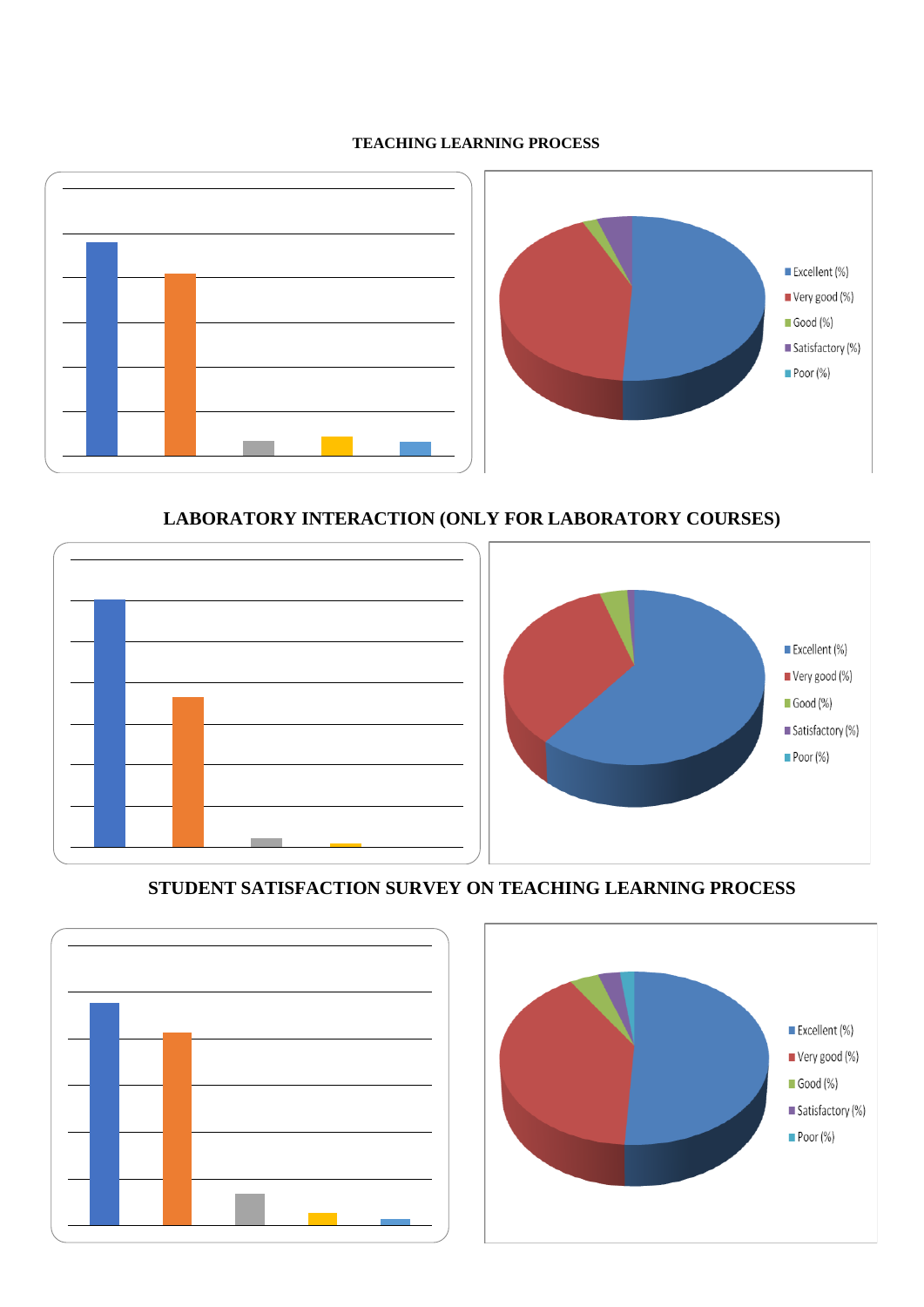## TEACHING LEARNING PROCESS

- Excellent (%)
- Very good (%)
- Good (%)
- Satisfactory (%)
- Poor (%)

## LABORATORY INTERACTION (ONLY FOR LABORATORY COURSES)

- Excellent (%)
- Very good (%)
- Good (%)
- Satisfactory (%)
- Poor (%)

## STUDENT SATISFACTION SURVEY ON TEACHING LEARNING PROCESS

- Excellent (%)
- Very good (%)
- Good (%)
- Satisfactory (%)
- Poor (%)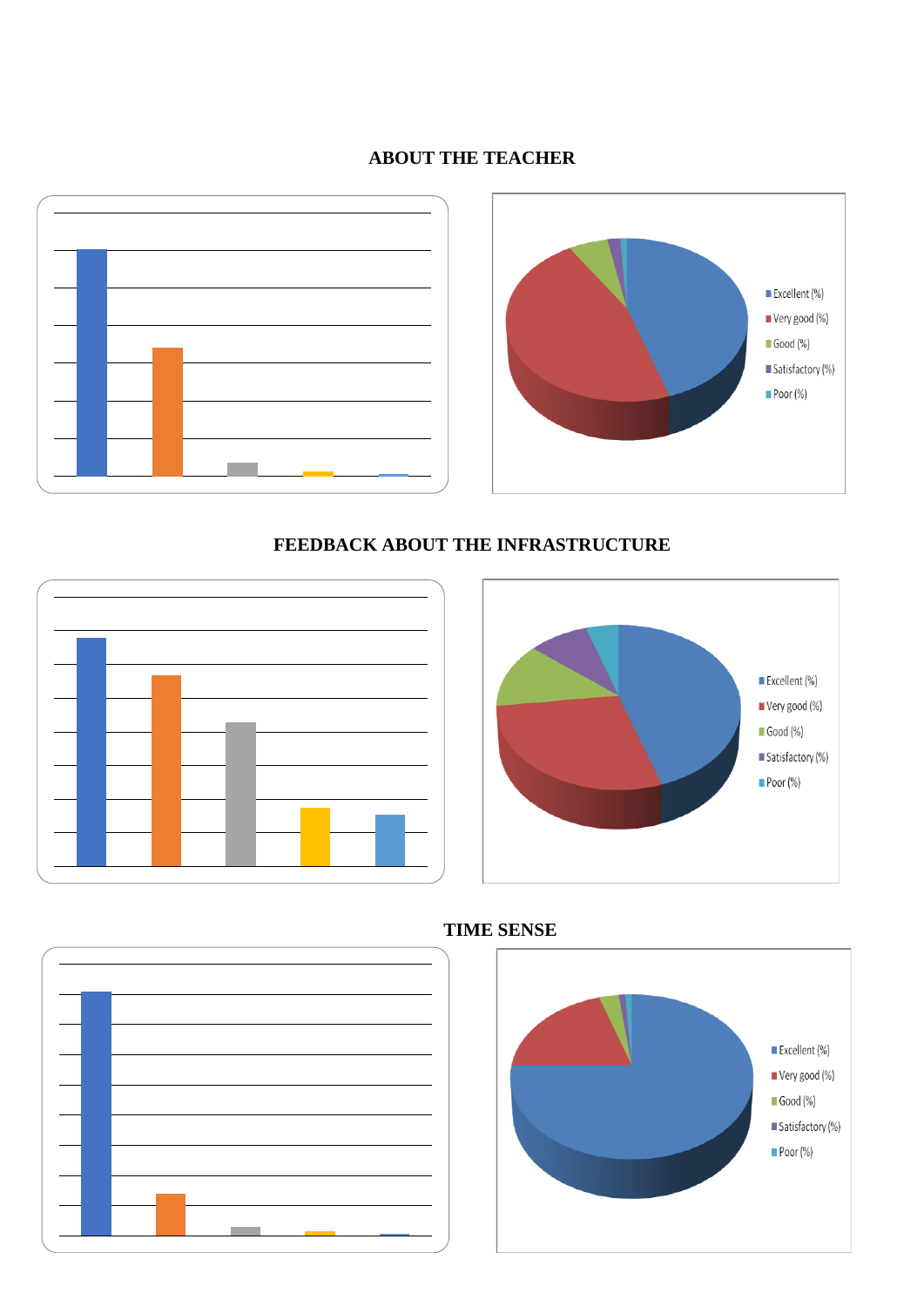## ABOUT THE TEACHER

- Excellent (%)
- Very good (%)
- Good (%)
- Satisfactory (%)
- Poor (%)

## FEEDBACK ABOUT THE INFRASTRUCTURE

- Excellent (%)
- Very good (%)
- Good (%)
- Satisfactory (%)
- Poor (%)

## TIME SENSE

- Excellent (%)
- Very good (%)
- Good (%)
- Satisfactory (%)
- Poor (%)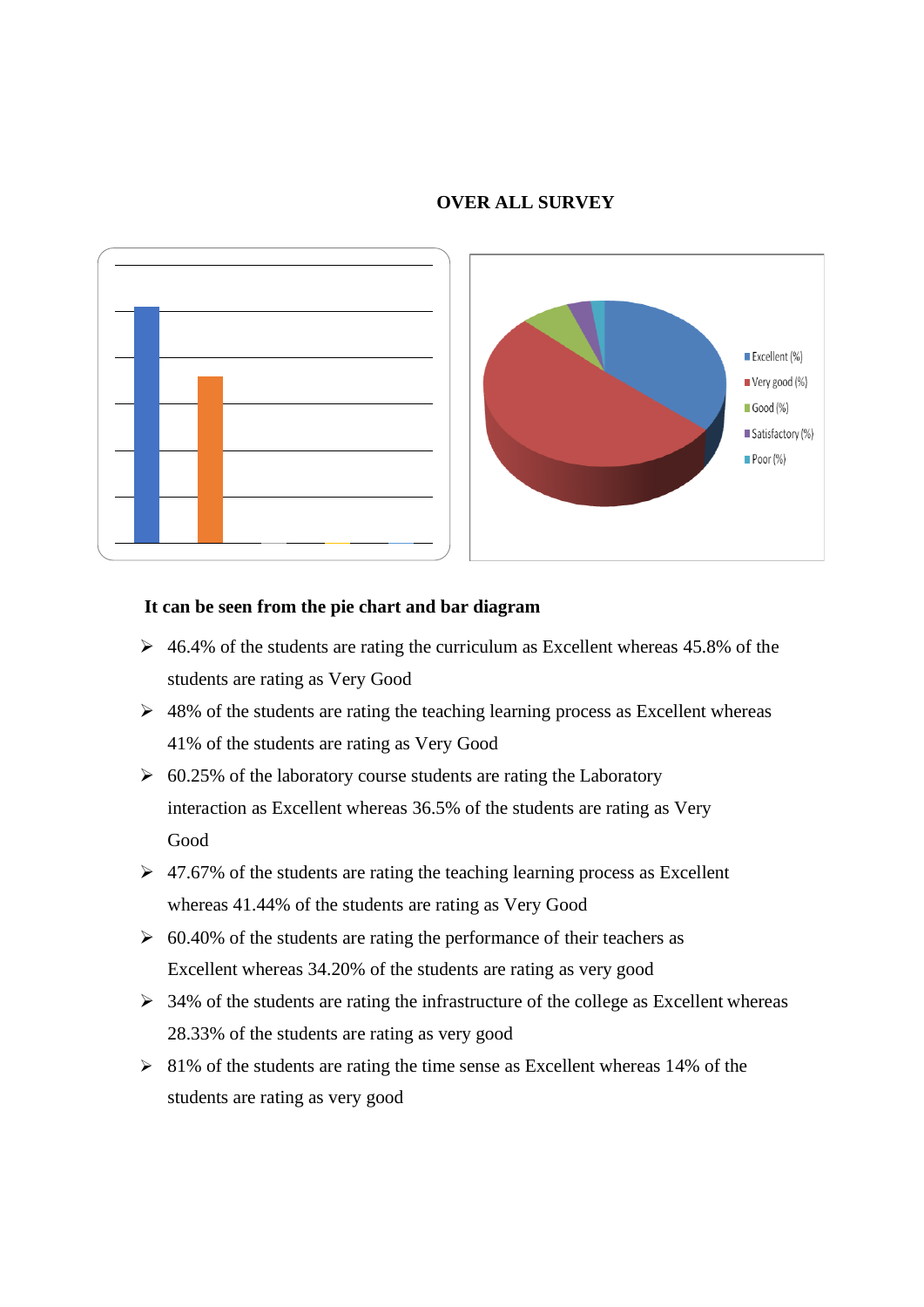## OVER ALL SURVEY

Excellent (%)
Very good (%)
Good (%)
Satisfactory (%)
Poor (%)

**It can be seen from the pie chart and bar diagram**

- 46.4% of the students are rating the curriculum as Excellent whereas 45.8% of the students are rating as Very Good
- 48% of the students are rating the teaching learning process as Excellent whereas 41% of the students are rating as Very Good
- 60.25% of the laboratory course students are rating the Laboratory interaction as Excellent whereas 36.5% of the students are rating as Very Good
- 47.67% of the students are rating the teaching learning process as Excellent whereas 41.44% of the students are rating as Very Good
- 60.40% of the students are rating the performance of their teachers as Excellent whereas 34.20% of the students are rating as very good
- 34% of the students are rating the infrastructure of the college as Excellent whereas 28.33% of the students are rating as very good
- 81% of the students are rating the time sense as Excellent whereas 14% of the students are rating as very good